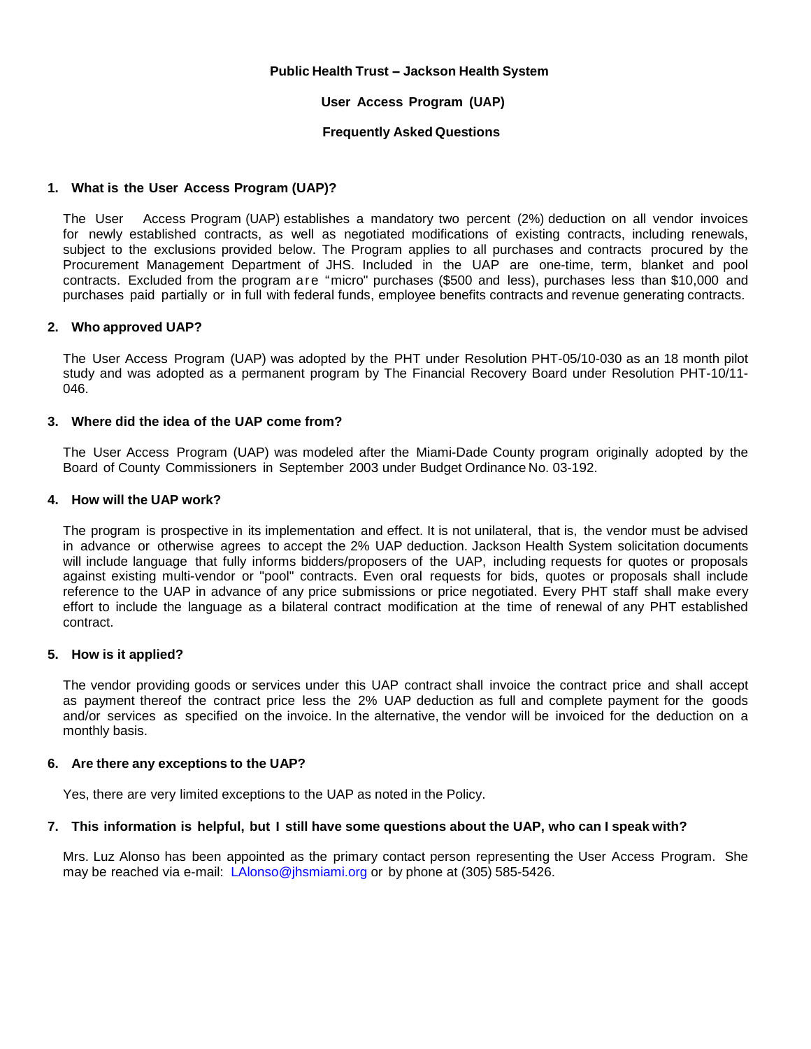# Public Health Trust – Jackson Health System

## User Access Program (UAP)

## Frequently Asked Questions

### 1. What is the User Access Program (UAP)?

The User Access Program (UAP) establishes a mandatory two percent (2%) deduction on all vendor invoices for newly established contracts, as well as negotiated modifications of existing contracts, including renewals, subject to the exclusions provided below. The Program applies to all purchases and contracts procured by the Procurement Management Department of JHS. Included in the UAP are one-time, term, blanket and pool contracts. Excluded from the program are "micro" purchases ($500 and less), purchases less than $10,000 and purchases paid partially or in full with federal funds, employee benefits contracts and revenue generating contracts.

### 2. Who approved UAP?

The User Access Program (UAP) was adopted by the PHT under Resolution PHT-05/10-030 as an 18 month pilot study and was adopted as a permanent program by The Financial Recovery Board under Resolution PHT-10/11-046.

### 3. Where did the idea of the UAP come from?

The User Access Program (UAP) was modeled after the Miami-Dade County program originally adopted by the Board of County Commissioners in September 2003 under Budget Ordinance No. 03-192.

### 4. How will the UAP work?

The program is prospective in its implementation and effect. It is not unilateral, that is, the vendor must be advised in advance or otherwise agrees to accept the 2% UAP deduction. Jackson Health System solicitation documents will include language that fully informs bidders/proposers of the UAP, including requests for quotes or proposals against existing multi-vendor or "pool" contracts. Even oral requests for bids, quotes or proposals shall include reference to the UAP in advance of any price submissions or price negotiated. Every PHT staff shall make every effort to include the language as a bilateral contract modification at the time of renewal of any PHT established contract.

### 5. How is it applied?

The vendor providing goods or services under this UAP contract shall invoice the contract price and shall accept as payment thereof the contract price less the 2% UAP deduction as full and complete payment for the goods and/or services as specified on the invoice. In the alternative, the vendor will be invoiced for the deduction on a monthly basis.

### 6. Are there any exceptions to the UAP?

Yes, there are very limited exceptions to the UAP as noted in the Policy.

### 7. This information is helpful, but I still have some questions about the UAP, who can I speak with?

Mrs. Luz Alonso has been appointed as the primary contact person representing the User Access Program. She may be reached via e-mail: LAlonso@jhsmiami.org or by phone at (305) 585-5426.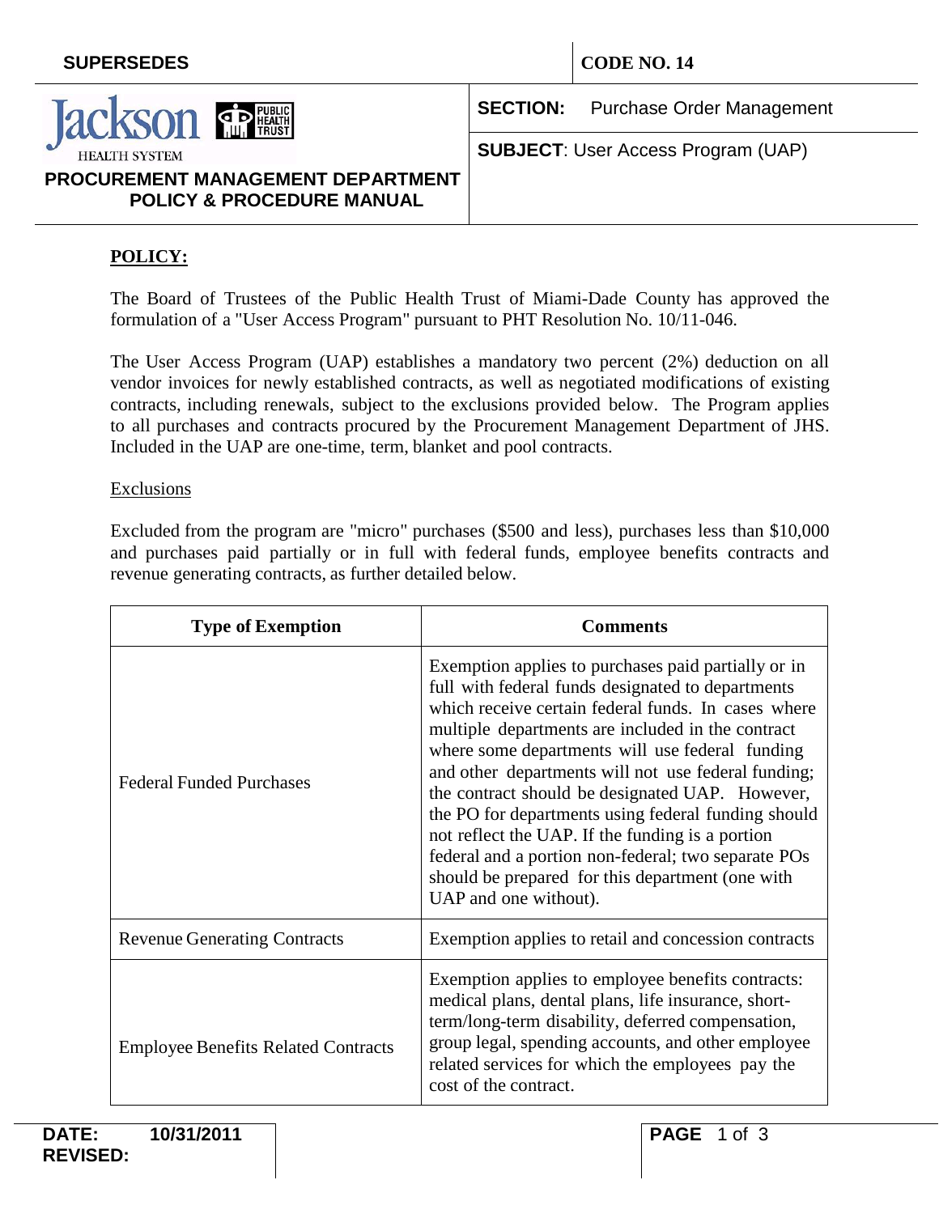**SUPERSEDES** | **CODE NO. 14**

**SECTION:** Purchase Order Management

**SUBJECT**: User Access Program (UAP)

**PROCUREMENT MANAGEMENT DEPARTMENT POLICY & PROCEDURE MANUAL**

## POLICY:

The Board of Trustees of the Public Health Trust of Miami-Dade County has approved the formulation of a "User Access Program" pursuant to PHT Resolution No. 10/11-046.

The User Access Program (UAP) establishes a mandatory two percent (2%) deduction on all vendor invoices for newly established contracts, as well as negotiated modifications of existing contracts, including renewals, subject to the exclusions provided below. The Program applies to all purchases and contracts procured by the Procurement Management Department of JHS. Included in the UAP are one-time, term, blanket and pool contracts.

### Exclusions

Excluded from the program are "micro" purchases ($500 and less), purchases less than $10,000 and purchases paid partially or in full with federal funds, employee benefits contracts and revenue generating contracts, as further detailed below.

| Type of Exemption | Comments |
|---|---|
| Federal Funded Purchases | Exemption applies to purchases paid partially or in full with federal funds designated to departments which receive certain federal funds. In cases where multiple departments are included in the contract where some departments will use federal funding and other departments will not use federal funding; the contract should be designated UAP. However, the PO for departments using federal funding should not reflect the UAP. If the funding is a portion federal and a portion non-federal; two separate POs should be prepared for this department (one with UAP and one without). |
| Revenue Generating Contracts | Exemption applies to retail and concession contracts |
| Employee Benefits Related Contracts | Exemption applies to employee benefits contracts: medical plans, dental plans, life insurance, short-term/long-term disability, deferred compensation, group legal, spending accounts, and other employee related services for which the employees pay the cost of the contract. |

**DATE:** 10/31/2011
**REVISED:**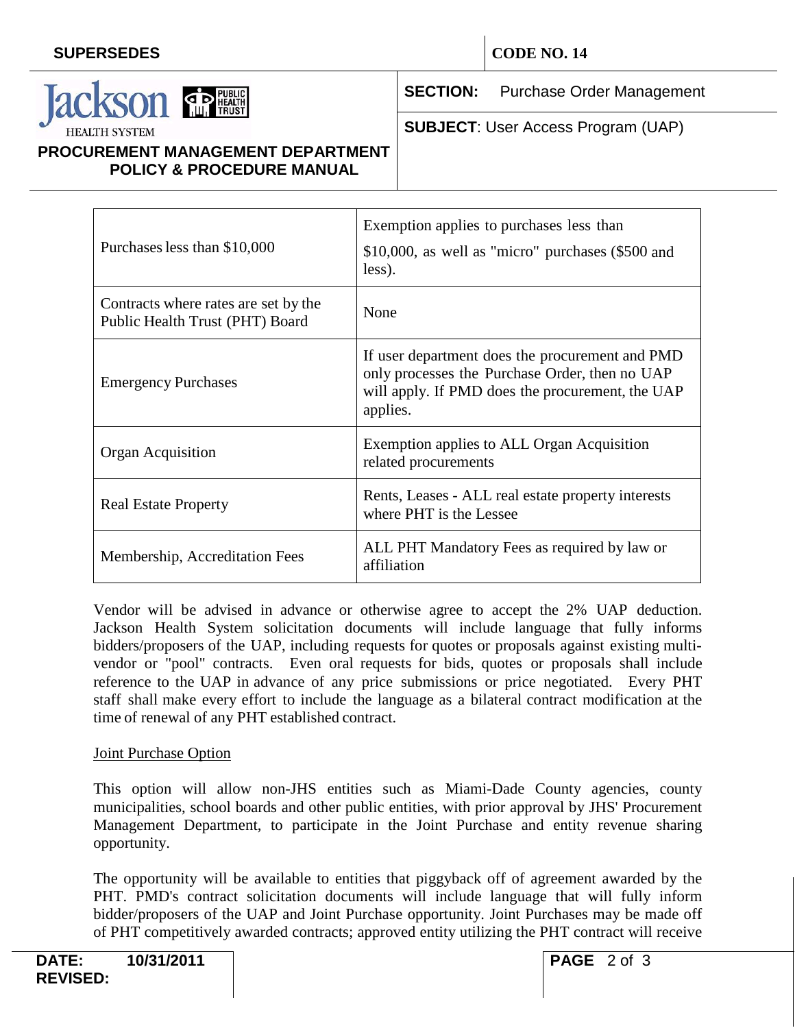| Purchases less than $10,000 | Exemption applies to purchases less than $10,000, as well as "micro" purchases ($500 and less). |
|---|---|
| Contracts where rates are set by the Public Health Trust (PHT) Board | None |
| Emergency Purchases | If user department does the procurement and PMD only processes the Purchase Order, then no UAP will apply. If PMD does the procurement, the UAP applies. |
| Organ Acquisition | Exemption applies to ALL Organ Acquisition related procurements |
| Real Estate Property | Rents, Leases - ALL real estate property interests where PHT is the Lessee |
| Membership, Accreditation Fees | ALL PHT Mandatory Fees as required by law or affiliation |

Vendor will be advised in advance or otherwise agree to accept the 2% UAP deduction. Jackson Health System solicitation documents will include language that fully informs bidders/proposers of the UAP, including requests for quotes or proposals against existing multi-vendor or "pool" contracts. Even oral requests for bids, quotes or proposals shall include reference to the UAP in advance of any price submissions or price negotiated. Every PHT staff shall make every effort to include the language as a bilateral contract modification at the time of renewal of any PHT established contract.

Joint Purchase Option

This option will allow non-JHS entities such as Miami-Dade County agencies, county municipalities, school boards and other public entities, with prior approval by JHS' Procurement Management Department, to participate in the Joint Purchase and entity revenue sharing opportunity.

The opportunity will be available to entities that piggyback off of agreement awarded by the PHT. PMD's contract solicitation documents will include language that will fully inform bidder/proposers of the UAP and Joint Purchase opportunity. Joint Purchases may be made off of PHT competitively awarded contracts; approved entity utilizing the PHT contract will receive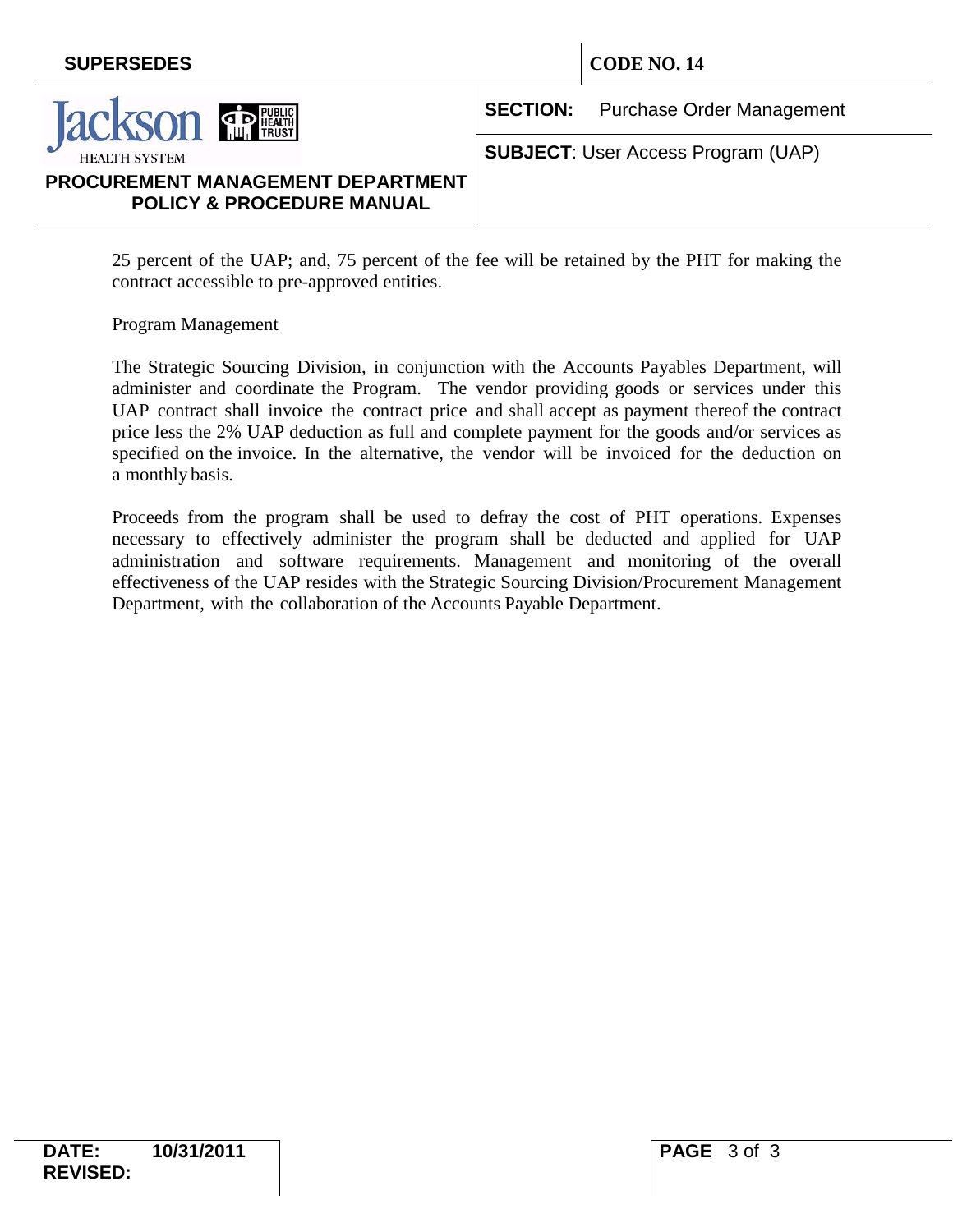25 percent of the UAP; and, 75 percent of the fee will be retained by the PHT for making the contract accessible to pre-approved entities.

Program Management

The Strategic Sourcing Division, in conjunction with the Accounts Payables Department, will administer and coordinate the Program. The vendor providing goods or services under this UAP contract shall invoice the contract price and shall accept as payment thereof the contract price less the 2% UAP deduction as full and complete payment for the goods and/or services as specified on the invoice. In the alternative, the vendor will be invoiced for the deduction on a monthly basis.

Proceeds from the program shall be used to defray the cost of PHT operations. Expenses necessary to effectively administer the program shall be deducted and applied for UAP administration and software requirements. Management and monitoring of the overall effectiveness of the UAP resides with the Strategic Sourcing Division/Procurement Management Department, with the collaboration of the Accounts Payable Department.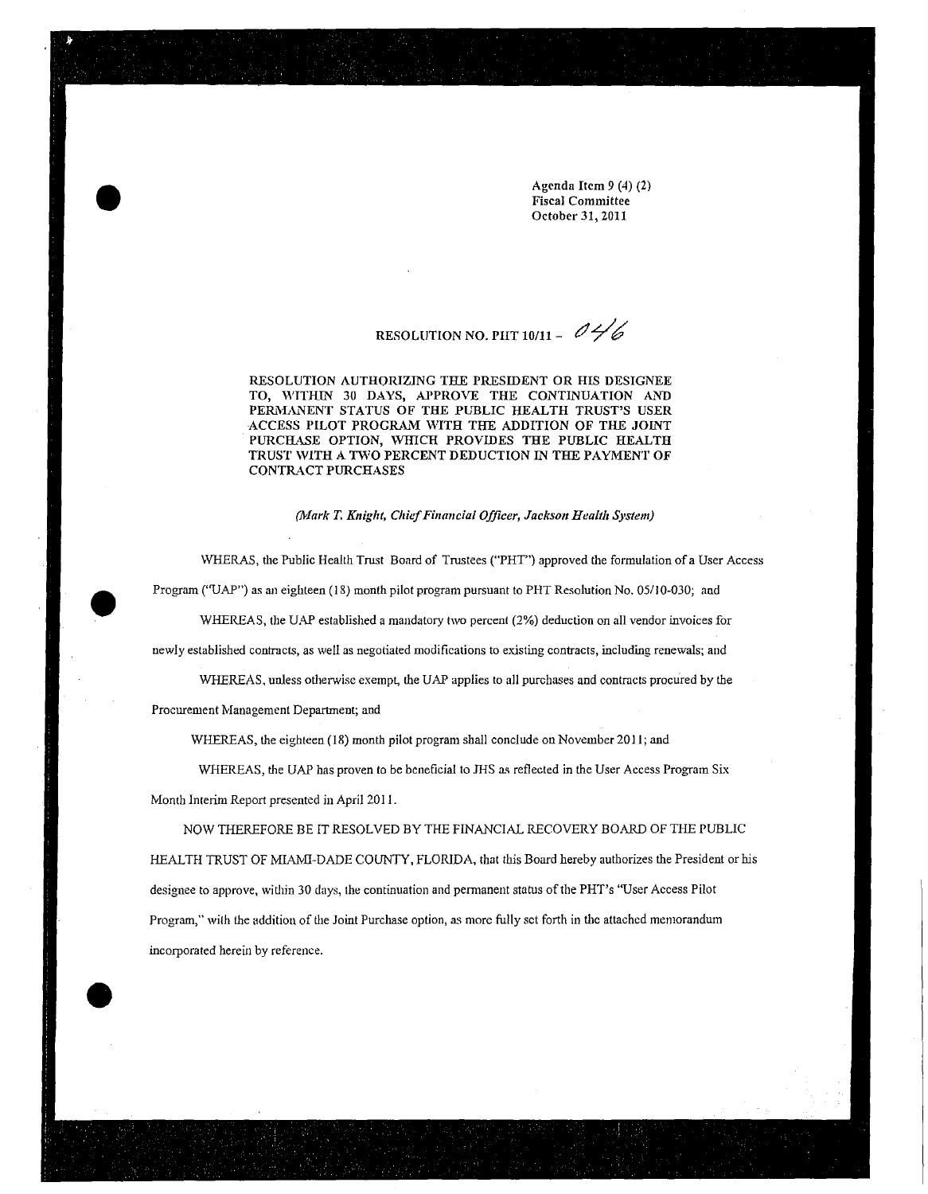Agenda Item 9 (4) (2)
Fiscal Committee
October 31, 2011

RESOLUTION NO. PHT 10/11 - 046

**RESOLUTION AUTHORIZING THE PRESIDENT OR HIS DESIGNEE TO, WITHIN 30 DAYS, APPROVE THE CONTINUATION AND PERMANENT STATUS OF THE PUBLIC HEALTH TRUST'S USER ACCESS PILOT PROGRAM WITH THE ADDITION OF THE JOINT PURCHASE OPTION, WHICH PROVIDES THE PUBLIC HEALTH TRUST WITH A TWO PERCENT DEDUCTION IN THE PAYMENT OF CONTRACT PURCHASES**

*(Mark T. Knight, Chief Financial Officer, Jackson Health System)*

WHERAS, the Public Health Trust Board of Trustees ("PHT") approved the formulation of a User Access Program ("UAP") as an eighteen (18) month pilot program pursuant to PHT Resolution No. 05/10-030; and

WHEREAS, the UAP established a mandatory two percent (2%) deduction on all vendor invoices for newly established contracts, as well as negotiated modifications to existing contracts, including renewals; and

WHEREAS, unless otherwise exempt, the UAP applies to all purchases and contracts procured by the Procurement Management Department; and

WHEREAS, the eighteen (18) month pilot program shall conclude on November 2011; and

WHEREAS, the UAP has proven to be beneficial to JHS as reflected in the User Access Program Six Month Interim Report presented in April 2011.

NOW THEREFORE BE IT RESOLVED BY THE FINANCIAL RECOVERY BOARD OF THE PUBLIC HEALTH TRUST OF MIAMI-DADE COUNTY, FLORIDA, that this Board hereby authorizes the President or his designee to approve, within 30 days, the continuation and permanent status of the PHT's "User Access Pilot Program," with the addition of the Joint Purchase option, as more fully set forth in the attached memorandum incorporated herein by reference.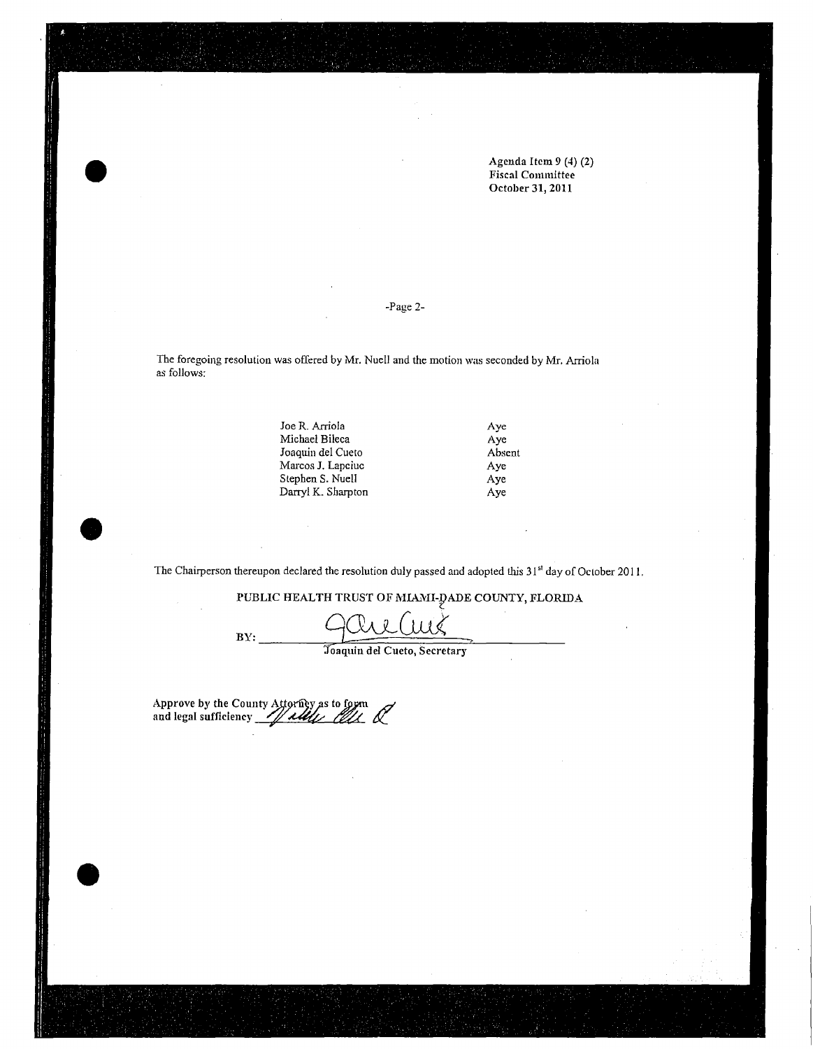Agenda Item 9 (4) (2)
Fiscal Committee
October 31, 2011

-Page 2-

The foregoing resolution was offered by Mr. Nuell and the motion was seconded by Mr. Arriola as follows:

| | |
|---|---|
| Joe R. Arriola | Aye |
| Michael Bileca | Aye |
| Joaquin del Cueto | Absent |
| Marcos J. Lapciuc | Aye |
| Stephen S. Nuell | Aye |
| Darryl K. Sharpton | Aye |

The Chairperson thereupon declared the resolution duly passed and adopted this 31st day of October 2011.

PUBLIC HEALTH TRUST OF MIAMI-DADE COUNTY, FLORIDA

BY: ______________________________
Joaquin del Cueto, Secretary

Approve by the County Attorney as to form
and legal sufficiency ______________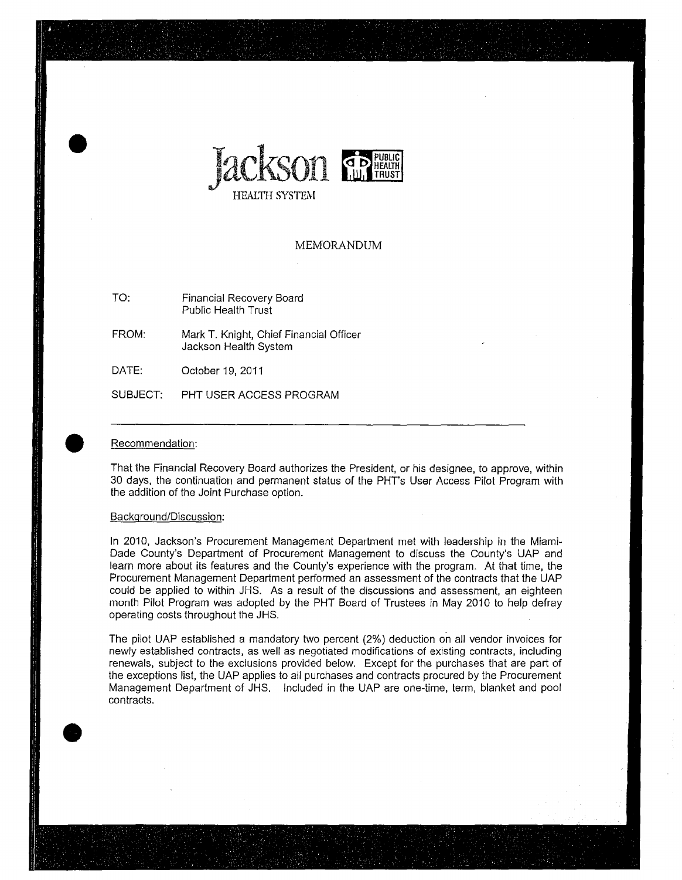Jackson HEALTH SYSTEM

PUBLIC HEALTH TRUST

MEMORANDUM

TO: Financial Recovery Board
Public Health Trust

FROM: Mark T. Knight, Chief Financial Officer
Jackson Health System

DATE: October 19, 2011

SUBJECT: PHT USER ACCESS PROGRAM

---

Recommendation:

That the Financial Recovery Board authorizes the President, or his designee, to approve, within 30 days, the continuation and permanent status of the PHT's User Access Pilot Program with the addition of the Joint Purchase option.

Background/Discussion:

In 2010, Jackson's Procurement Management Department met with leadership in the Miami-Dade County's Department of Procurement Management to discuss the County's UAP and learn more about its features and the County's experience with the program. At that time, the Procurement Management Department performed an assessment of the contracts that the UAP could be applied to within JHS. As a result of the discussions and assessment, an eighteen month Pilot Program was adopted by the PHT Board of Trustees in May 2010 to help defray operating costs throughout the JHS.

The pilot UAP established a mandatory two percent (2%) deduction on all vendor invoices for newly established contracts, as well as negotiated modifications of existing contracts, including renewals, subject to the exclusions provided below. Except for the purchases that are part of the exceptions list, the UAP applies to all purchases and contracts procured by the Procurement Management Department of JHS. Included in the UAP are one-time, term, blanket and pool contracts.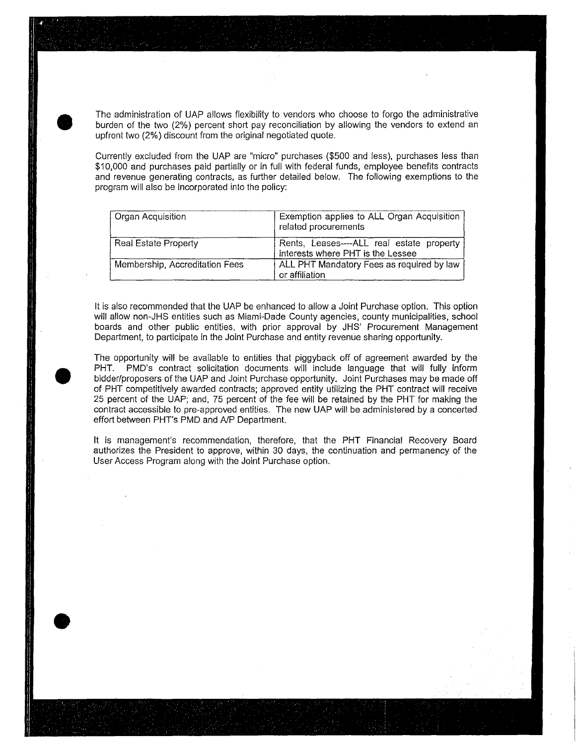The administration of UAP allows flexibility to vendors who choose to forgo the administrative burden of the two (2%) percent short pay reconciliation by allowing the vendors to extend an upfront two (2%) discount from the original negotiated quote.

Currently excluded from the UAP are "micro" purchases ($500 and less), purchases less than $10,000 and purchases paid partially or in full with federal funds, employee benefits contracts and revenue generating contracts, as further detailed below. The following exemptions to the program will also be incorporated into the policy:

| | |
|---|---|
| Organ Acquisition | Exemption applies to ALL Organ Acquisition related procurements |
| Real Estate Property | Rents, Leases----ALL real estate property interests where PHT is the Lessee |
| Membership, Accreditation Fees | ALL PHT Mandatory Fees as required by law or affiliation |

It is also recommended that the UAP be enhanced to allow a Joint Purchase option. This option will allow non-JHS entities such as Miami-Dade County agencies, county municipalities, school boards and other public entities, with prior approval by JHS' Procurement Management Department, to participate in the Joint Purchase and entity revenue sharing opportunity.

The opportunity will be available to entities that piggyback off of agreement awarded by the PHT. PMD's contract solicitation documents will include language that will fully inform bidder/proposers of the UAP and Joint Purchase opportunity. Joint Purchases may be made off of PHT competitively awarded contracts; approved entity utilizing the PHT contract will receive 25 percent of the UAP; and, 75 percent of the fee will be retained by the PHT for making the contract accessible to pre-approved entities. The new UAP will be administered by a concerted effort between PHT's PMD and A/P Department.

It is management's recommendation, therefore, that the PHT Financial Recovery Board authorizes the President to approve, within 30 days, the continuation and permanency of the User Access Program along with the Joint Purchase option.